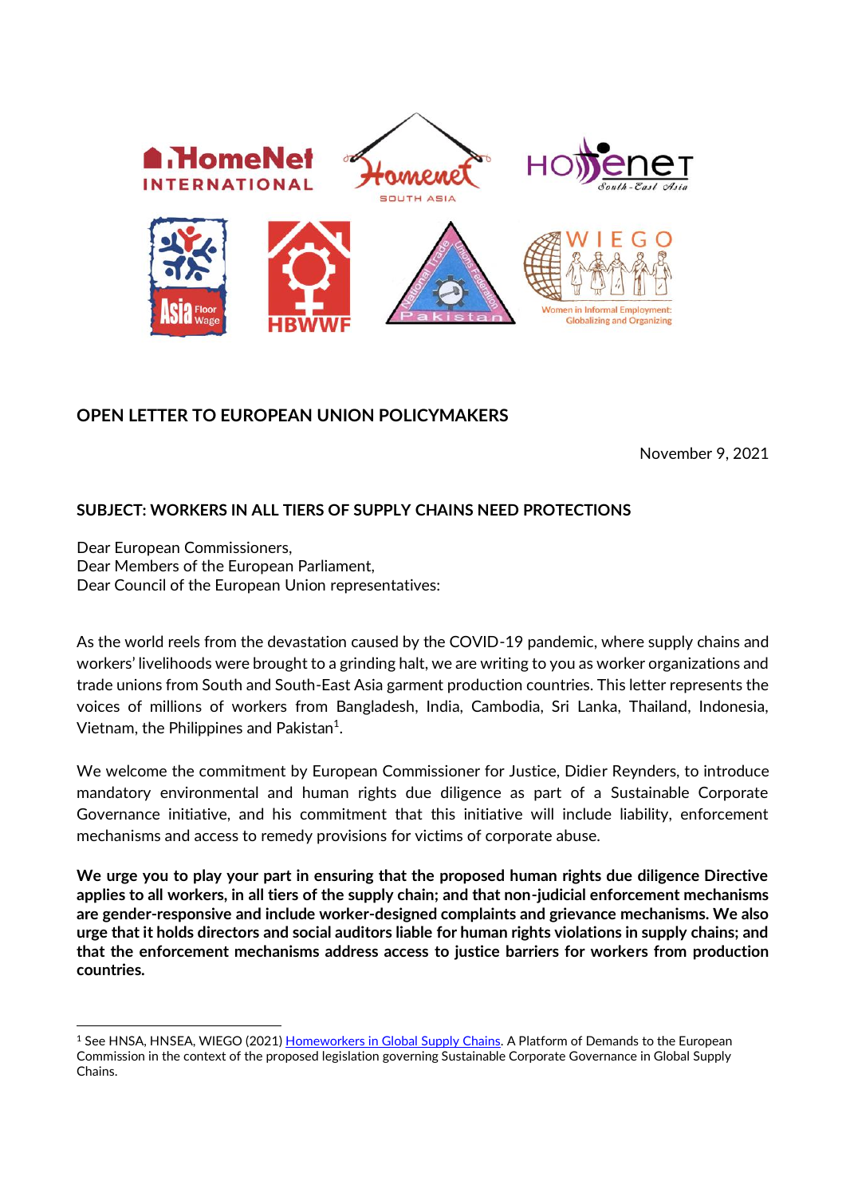## OPEN LETTER TO EUROPEAN UNION POLICYMAKERS

November 9, 2021

### SUBJECT: WORKERS IN ALL TIERS OF SUPPLY CHAINS NEED PROTECTIONS

Dear European Commissioners,
Dear Members of the European Parliament,
Dear Council of the European Union representatives:

As the world reels from the devastation caused by the COVID-19 pandemic, where supply chains and workers' livelihoods were brought to a grinding halt, we are writing to you as worker organizations and trade unions from South and South-East Asia garment production countries. This letter represents the voices of millions of workers from Bangladesh, India, Cambodia, Sri Lanka, Thailand, Indonesia, Vietnam, the Philippines and Pakistan[1].

We welcome the commitment by European Commissioner for Justice, Didier Reynders, to introduce mandatory environmental and human rights due diligence as part of a Sustainable Corporate Governance initiative, and his commitment that this initiative will include liability, enforcement mechanisms and access to remedy provisions for victims of corporate abuse.

**We urge you to play your part in ensuring that the proposed human rights due diligence Directive applies to all workers, in all tiers of the supply chain; and that non-judicial enforcement mechanisms are gender-responsive and include worker-designed complaints and grievance mechanisms. We also urge that it holds directors and social auditors liable for human rights violations in supply chains; and that the enforcement mechanisms address access to justice barriers for workers from production countries.**

---

[1] See HNSA, HNSEA, WIEGO (2021) Homeworkers in Global Supply Chains. A Platform of Demands to the European Commission in the context of the proposed legislation governing Sustainable Corporate Governance in Global Supply Chains.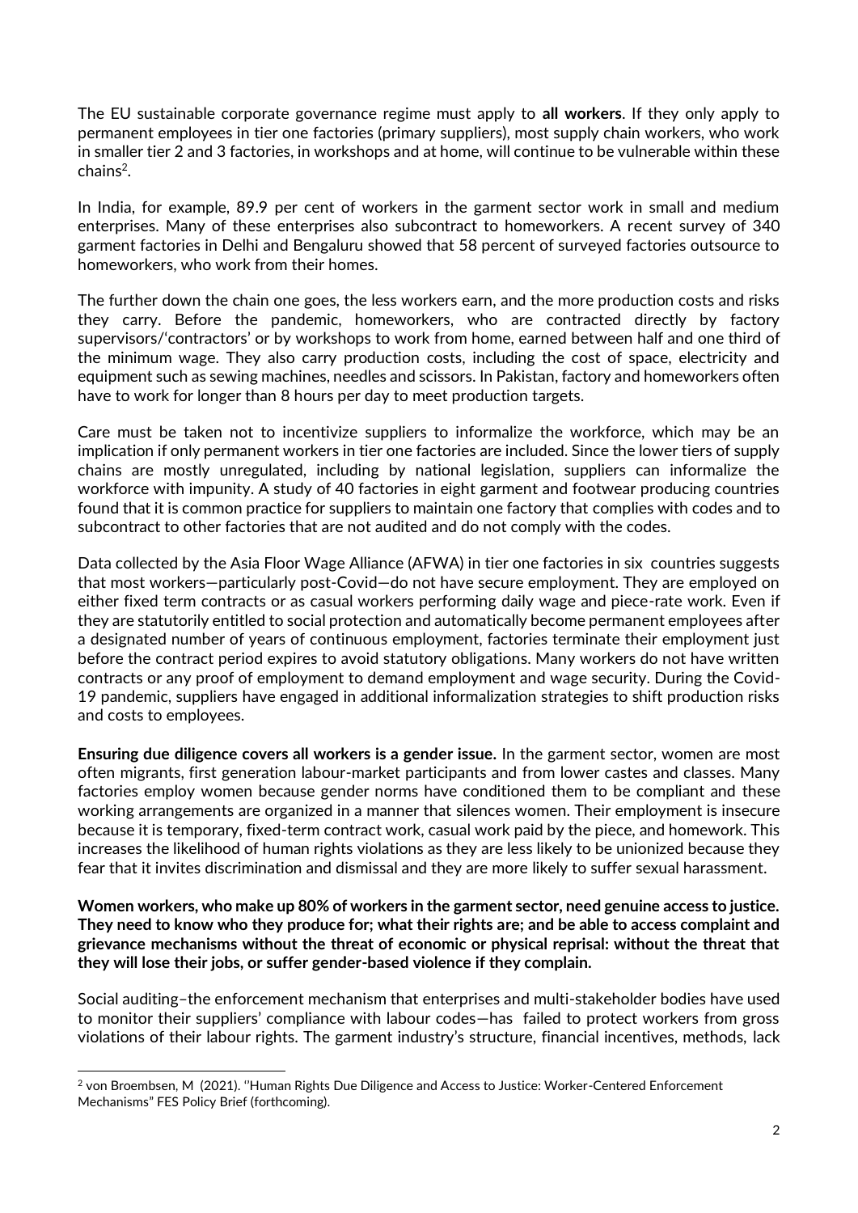The EU sustainable corporate governance regime must apply to **all workers**. If they only apply to permanent employees in tier one factories (primary suppliers), most supply chain workers, who work in smaller tier 2 and 3 factories, in workshops and at home, will continue to be vulnerable within these chains[2].

In India, for example, 89.9 per cent of workers in the garment sector work in small and medium enterprises. Many of these enterprises also subcontract to homeworkers. A recent survey of 340 garment factories in Delhi and Bengaluru showed that 58 percent of surveyed factories outsource to homeworkers, who work from their homes.

The further down the chain one goes, the less workers earn, and the more production costs and risks they carry. Before the pandemic, homeworkers, who are contracted directly by factory supervisors/'contractors' or by workshops to work from home, earned between half and one third of the minimum wage. They also carry production costs, including the cost of space, electricity and equipment such as sewing machines, needles and scissors. In Pakistan, factory and homeworkers often have to work for longer than 8 hours per day to meet production targets.

Care must be taken not to incentivize suppliers to informalize the workforce, which may be an implication if only permanent workers in tier one factories are included. Since the lower tiers of supply chains are mostly unregulated, including by national legislation, suppliers can informalize the workforce with impunity. A study of 40 factories in eight garment and footwear producing countries found that it is common practice for suppliers to maintain one factory that complies with codes and to subcontract to other factories that are not audited and do not comply with the codes.

Data collected by the Asia Floor Wage Alliance (AFWA) in tier one factories in six countries suggests that most workers—particularly post-Covid—do not have secure employment. They are employed on either fixed term contracts or as casual workers performing daily wage and piece-rate work. Even if they are statutorily entitled to social protection and automatically become permanent employees after a designated number of years of continuous employment, factories terminate their employment just before the contract period expires to avoid statutory obligations. Many workers do not have written contracts or any proof of employment to demand employment and wage security. During the Covid-19 pandemic, suppliers have engaged in additional informalization strategies to shift production risks and costs to employees.

**Ensuring due diligence covers all workers is a gender issue.** In the garment sector, women are most often migrants, first generation labour-market participants and from lower castes and classes. Many factories employ women because gender norms have conditioned them to be compliant and these working arrangements are organized in a manner that silences women. Their employment is insecure because it is temporary, fixed-term contract work, casual work paid by the piece, and homework. This increases the likelihood of human rights violations as they are less likely to be unionized because they fear that it invites discrimination and dismissal and they are more likely to suffer sexual harassment.

**Women workers, who make up 80% of workers in the garment sector, need genuine access to justice. They need to know who they produce for; what their rights are; and be able to access complaint and grievance mechanisms without the threat of economic or physical reprisal: without the threat that they will lose their jobs, or suffer gender-based violence if they complain.**

Social auditing–the enforcement mechanism that enterprises and multi-stakeholder bodies have used to monitor their suppliers' compliance with labour codes—has failed to protect workers from gross violations of their labour rights. The garment industry's structure, financial incentives, methods, lack

[2] von Broembsen, M (2021). ''Human Rights Due Diligence and Access to Justice: Worker-Centered Enforcement Mechanisms" FES Policy Brief (forthcoming).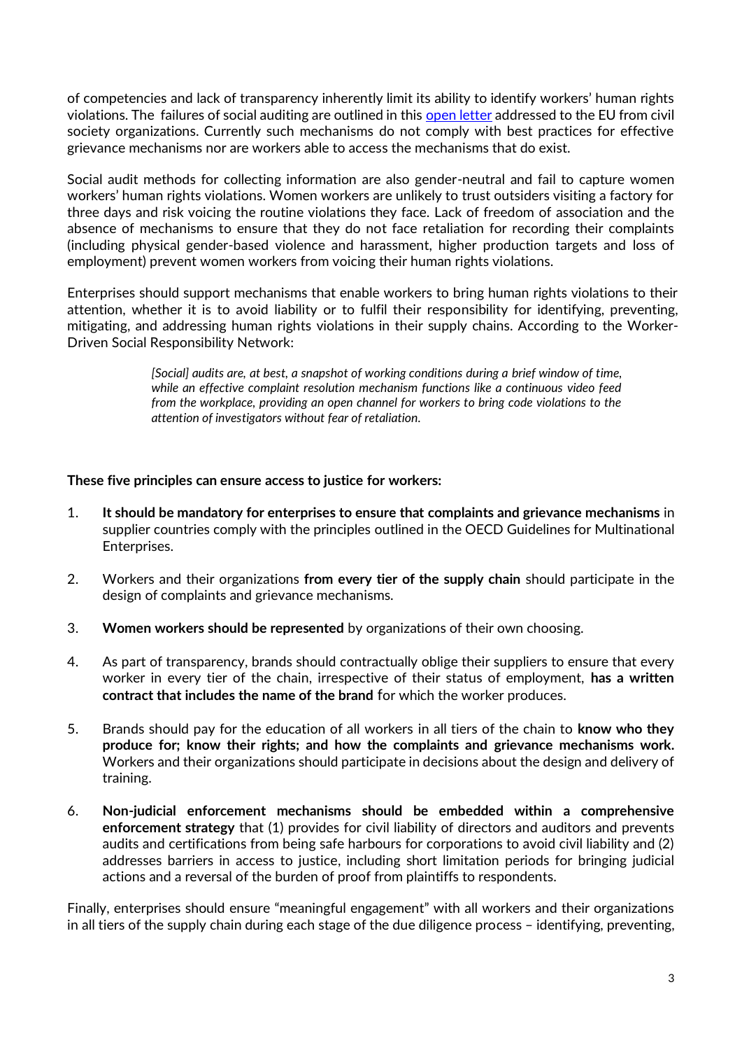of competencies and lack of transparency inherently limit its ability to identify workers' human rights violations. The failures of social auditing are outlined in this [open letter](#) addressed to the EU from civil society organizations. Currently such mechanisms do not comply with best practices for effective grievance mechanisms nor are workers able to access the mechanisms that do exist.

Social audit methods for collecting information are also gender-neutral and fail to capture women workers' human rights violations. Women workers are unlikely to trust outsiders visiting a factory for three days and risk voicing the routine violations they face. Lack of freedom of association and the absence of mechanisms to ensure that they do not face retaliation for recording their complaints (including physical gender-based violence and harassment, higher production targets and loss of employment) prevent women workers from voicing their human rights violations.

Enterprises should support mechanisms that enable workers to bring human rights violations to their attention, whether it is to avoid liability or to fulfil their responsibility for identifying, preventing, mitigating, and addressing human rights violations in their supply chains. According to the Worker-Driven Social Responsibility Network:

> *[Social] audits are, at best, a snapshot of working conditions during a brief window of time, while an effective complaint resolution mechanism functions like a continuous video feed from the workplace, providing an open channel for workers to bring code violations to the attention of investigators without fear of retaliation.*

**These five principles can ensure access to justice for workers:**

1. **It should be mandatory for enterprises to ensure that complaints and grievance mechanisms** in supplier countries comply with the principles outlined in the OECD Guidelines for Multinational Enterprises.

2. Workers and their organizations **from every tier of the supply chain** should participate in the design of complaints and grievance mechanisms.

3. **Women workers should be represented** by organizations of their own choosing.

4. As part of transparency, brands should contractually oblige their suppliers to ensure that every worker in every tier of the chain, irrespective of their status of employment, **has a written contract that includes the name of the brand** for which the worker produces.

5. Brands should pay for the education of all workers in all tiers of the chain to **know who they produce for; know their rights; and how the complaints and grievance mechanisms work.** Workers and their organizations should participate in decisions about the design and delivery of training.

6. **Non-judicial enforcement mechanisms should be embedded within a comprehensive enforcement strategy** that (1) provides for civil liability of directors and auditors and prevents audits and certifications from being safe harbours for corporations to avoid civil liability and (2) addresses barriers in access to justice, including short limitation periods for bringing judicial actions and a reversal of the burden of proof from plaintiffs to respondents.

Finally, enterprises should ensure "meaningful engagement" with all workers and their organizations in all tiers of the supply chain during each stage of the due diligence process – identifying, preventing,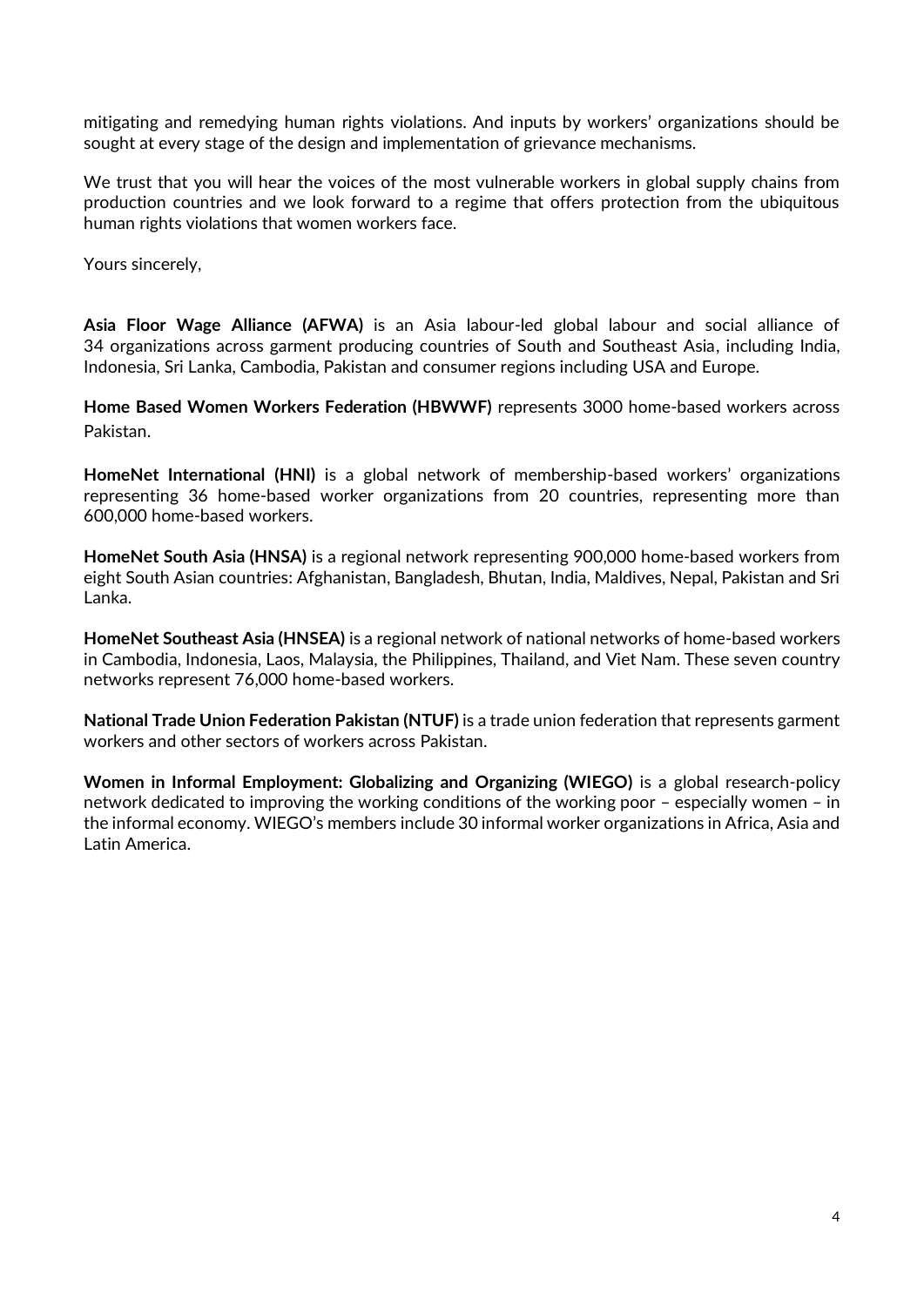mitigating and remedying human rights violations. And inputs by workers' organizations should be sought at every stage of the design and implementation of grievance mechanisms.

We trust that you will hear the voices of the most vulnerable workers in global supply chains from production countries and we look forward to a regime that offers protection from the ubiquitous human rights violations that women workers face.

Yours sincerely,

**Asia Floor Wage Alliance (AFWA)** is an Asia labour-led global labour and social alliance of 34 organizations across garment producing countries of South and Southeast Asia, including India, Indonesia, Sri Lanka, Cambodia, Pakistan and consumer regions including USA and Europe.

**Home Based Women Workers Federation (HBWWF)** represents 3000 home-based workers across Pakistan.

**HomeNet International (HNI)** is a global network of membership-based workers' organizations representing 36 home-based worker organizations from 20 countries, representing more than 600,000 home-based workers.

**HomeNet South Asia (HNSA)** is a regional network representing 900,000 home-based workers from eight South Asian countries: Afghanistan, Bangladesh, Bhutan, India, Maldives, Nepal, Pakistan and Sri Lanka.

**HomeNet Southeast Asia (HNSEA)** is a regional network of national networks of home-based workers in Cambodia, Indonesia, Laos, Malaysia, the Philippines, Thailand, and Viet Nam. These seven country networks represent 76,000 home-based workers.

**National Trade Union Federation Pakistan (NTUF)** is a trade union federation that represents garment workers and other sectors of workers across Pakistan.

**Women in Informal Employment: Globalizing and Organizing (WIEGO)** is a global research-policy network dedicated to improving the working conditions of the working poor – especially women – in the informal economy. WIEGO's members include 30 informal worker organizations in Africa, Asia and Latin America.